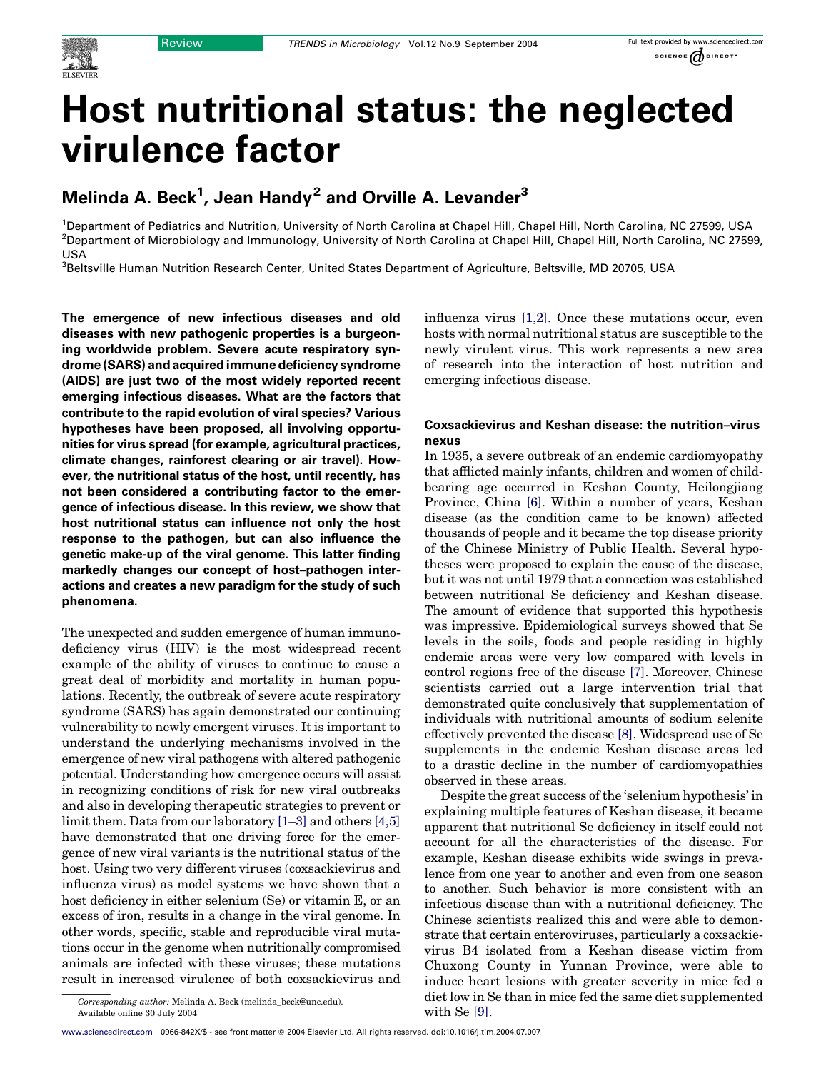# Host nutritional status: the neglected virulence factor

## Melinda A. Beck[1], Jean Handy[2] and Orville A. Levander[3]

[1]Department of Pediatrics and Nutrition, University of North Carolina at Chapel Hill, Chapel Hill, North Carolina, NC 27599, USA
[2]Department of Microbiology and Immunology, University of North Carolina at Chapel Hill, Chapel Hill, North Carolina, NC 27599, USA
[3]Beltsville Human Nutrition Research Center, United States Department of Agriculture, Beltsville, MD 20705, USA

**The emergence of new infectious diseases and old diseases with new pathogenic properties is a burgeoning worldwide problem. Severe acute respiratory syndrome (SARS) and acquired immune deficiency syndrome (AIDS) are just two of the most widely reported recent emerging infectious diseases. What are the factors that contribute to the rapid evolution of viral species? Various hypotheses have been proposed, all involving opportunities for virus spread (for example, agricultural practices, climate changes, rainforest clearing or air travel). However, the nutritional status of the host, until recently, has not been considered a contributing factor to the emergence of infectious disease. In this review, we show that host nutritional status can influence not only the host response to the pathogen, but can also influence the genetic make-up of the viral genome. This latter finding markedly changes our concept of host–pathogen interactions and creates a new paradigm for the study of such phenomena.**

The unexpected and sudden emergence of human immunodeficiency virus (HIV) is the most widespread recent example of the ability of viruses to continue to cause a great deal of morbidity and mortality in human populations. Recently, the outbreak of severe acute respiratory syndrome (SARS) has again demonstrated our continuing vulnerability to newly emergent viruses. It is important to understand the underlying mechanisms involved in the emergence of new viral pathogens with altered pathogenic potential. Understanding how emergence occurs will assist in recognizing conditions of risk for new viral outbreaks and also in developing therapeutic strategies to prevent or limit them. Data from our laboratory [1–3] and others [4,5] have demonstrated that one driving force for the emergence of new viral variants is the nutritional status of the host. Using two very different viruses (coxsackievirus and influenza virus) as model systems we have shown that a host deficiency in either selenium (Se) or vitamin E, or an excess of iron, results in a change in the viral genome. In other words, specific, stable and reproducible viral mutations occur in the genome when nutritionally compromised animals are infected with these viruses; these mutations result in increased virulence of both coxsackievirus and influenza virus [1,2]. Once these mutations occur, even hosts with normal nutritional status are susceptible to the newly virulent virus. This work represents a new area of research into the interaction of host nutrition and emerging infectious disease.

### Coxsackievirus and Keshan disease: the nutrition–virus nexus

In 1935, a severe outbreak of an endemic cardiomyopathy that afflicted mainly infants, children and women of child-bearing age occurred in Keshan County, Heilongjiang Province, China [6]. Within a number of years, Keshan disease (as the condition came to be known) affected thousands of people and it became the top disease priority of the Chinese Ministry of Public Health. Several hypotheses were proposed to explain the cause of the disease, but it was not until 1979 that a connection was established between nutritional Se deficiency and Keshan disease. The amount of evidence that supported this hypothesis was impressive. Epidemiological surveys showed that Se levels in the soils, foods and people residing in highly endemic areas were very low compared with levels in control regions free of the disease [7]. Moreover, Chinese scientists carried out a large intervention trial that demonstrated quite conclusively that supplementation of individuals with nutritional amounts of sodium selenite effectively prevented the disease [8]. Widespread use of Se supplements in the endemic Keshan disease areas led to a drastic decline in the number of cardiomyopathies observed in these areas.

Despite the great success of the 'selenium hypothesis' in explaining multiple features of Keshan disease, it became apparent that nutritional Se deficiency in itself could not account for all the characteristics of the disease. For example, Keshan disease exhibits wide swings in prevalence from one year to another and even from one season to another. Such behavior is more consistent with an infectious disease than with a nutritional deficiency. The Chinese scientists realized this and were able to demonstrate that certain enteroviruses, particularly a coxsackievirus B4 isolated from a Keshan disease victim from Chuxong County in Yunnan Province, were able to induce heart lesions with greater severity in mice fed a diet low in Se than in mice fed the same diet supplemented with Se [9].

*Corresponding author:* Melinda A. Beck (melinda_beck@unc.edu).
Available online 30 July 2004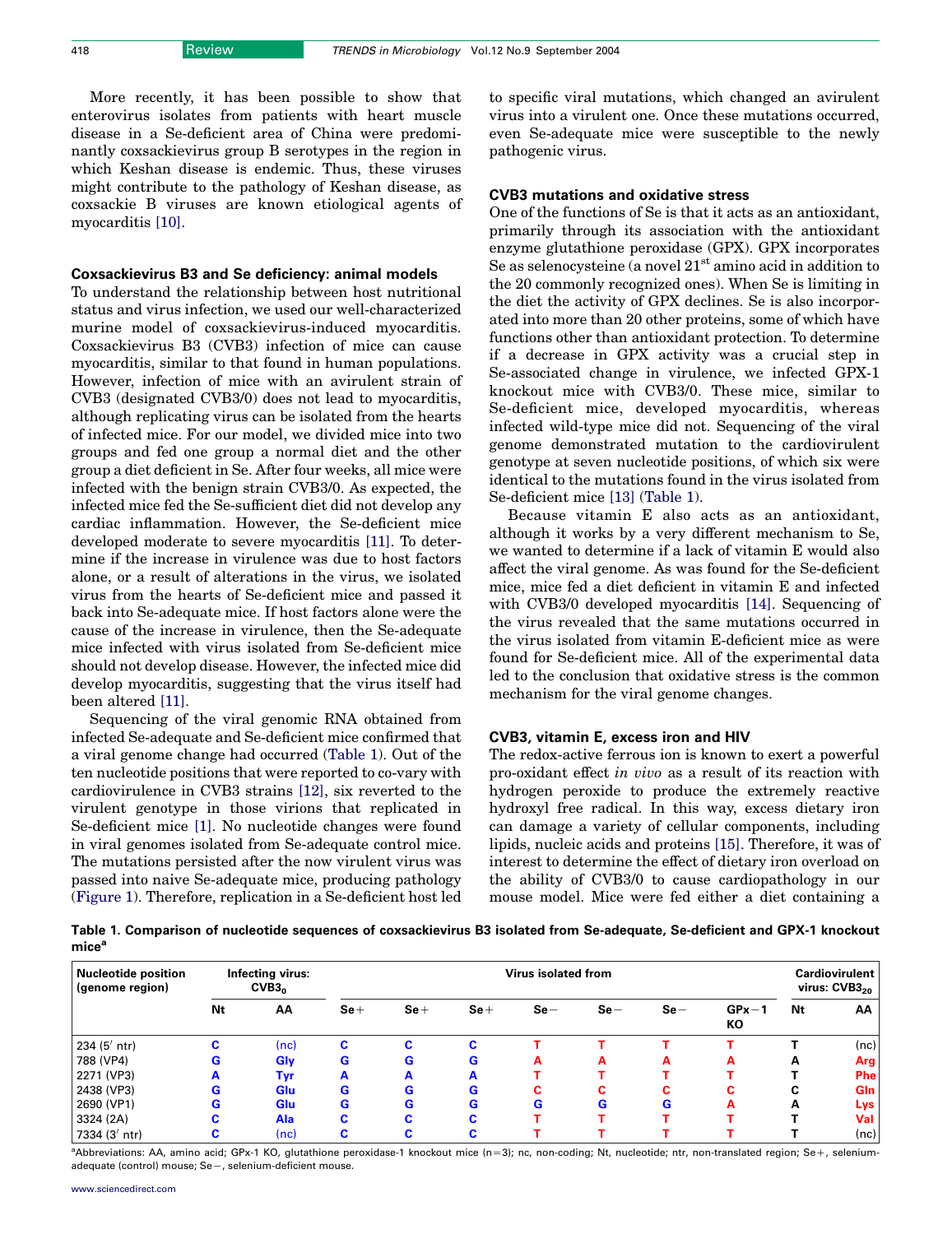More recently, it has been possible to show that enterovirus isolates from patients with heart muscle disease in a Se-deficient area of China were predominantly coxsackievirus group B serotypes in the region in which Keshan disease is endemic. Thus, these viruses might contribute to the pathology of Keshan disease, as coxsackie B viruses are known etiological agents of myocarditis [10].

### Coxsackievirus B3 and Se deficiency: animal models

To understand the relationship between host nutritional status and virus infection, we used our well-characterized murine model of coxsackievirus-induced myocarditis. Coxsackievirus B3 (CVB3) infection of mice can cause myocarditis, similar to that found in human populations. However, infection of mice with an avirulent strain of CVB3 (designated CVB3/0) does not lead to myocarditis, although replicating virus can be isolated from the hearts of infected mice. For our model, we divided mice into two groups and fed one group a normal diet and the other group a diet deficient in Se. After four weeks, all mice were infected with the benign strain CVB3/0. As expected, the infected mice fed the Se-sufficient diet did not develop any cardiac inflammation. However, the Se-deficient mice developed moderate to severe myocarditis [11]. To determine if the increase in virulence was due to host factors alone, or a result of alterations in the virus, we isolated virus from the hearts of Se-deficient mice and passed it back into Se-adequate mice. If host factors alone were the cause of the increase in virulence, then the Se-adequate mice infected with virus isolated from Se-deficient mice should not develop disease. However, the infected mice did develop myocarditis, suggesting that the virus itself had been altered [11].

Sequencing of the viral genomic RNA obtained from infected Se-adequate and Se-deficient mice confirmed that a viral genome change had occurred (Table 1). Out of the ten nucleotide positions that were reported to co-vary with cardiovirulence in CVB3 strains [12], six reverted to the virulent genotype in those virions that replicated in Se-deficient mice [1]. No nucleotide changes were found in viral genomes isolated from Se-adequate control mice. The mutations persisted after the now virulent virus was passed into naive Se-adequate mice, producing pathology (Figure 1). Therefore, replication in a Se-deficient host led to specific viral mutations, which changed an avirulent virus into a virulent one. Once these mutations occurred, even Se-adequate mice were susceptible to the newly pathogenic virus.

### CVB3 mutations and oxidative stress

One of the functions of Se is that it acts as an antioxidant, primarily through its association with the antioxidant enzyme glutathione peroxidase (GPX). GPX incorporates Se as selenocysteine (a novel 21st amino acid in addition to the 20 commonly recognized ones). When Se is limiting in the diet the activity of GPX declines. Se is also incorporated into more than 20 other proteins, some of which have functions other than antioxidant protection. To determine if a decrease in GPX activity was a crucial step in Se-associated change in virulence, we infected GPX-1 knockout mice with CVB3/0. These mice, similar to Se-deficient mice, developed myocarditis, whereas infected wild-type mice did not. Sequencing of the viral genome demonstrated mutation to the cardiovirulent genotype at seven nucleotide positions, of which six were identical to the mutations found in the virus isolated from Se-deficient mice [13] (Table 1).

Because vitamin E also acts as an antioxidant, although it works by a very different mechanism to Se, we wanted to determine if a lack of vitamin E would also affect the viral genome. As was found for the Se-deficient mice, mice fed a diet deficient in vitamin E and infected with CVB3/0 developed myocarditis [14]. Sequencing of the virus revealed that the same mutations occurred in the virus isolated from vitamin E-deficient mice as were found for Se-deficient mice. All of the experimental data led to the conclusion that oxidative stress is the common mechanism for the viral genome changes.

### CVB3, vitamin E, excess iron and HIV

The redox-active ferrous ion is known to exert a powerful pro-oxidant effect *in vivo* as a result of its reaction with hydrogen peroxide to produce the extremely reactive hydroxyl free radical. In this way, excess dietary iron can damage a variety of cellular components, including lipids, nucleic acids and proteins [15]. Therefore, it was of interest to determine the effect of dietary iron overload on the ability of CVB3/0 to cause cardiopathology in our mouse model. Mice were fed either a diet containing a

**Table 1. Comparison of nucleotide sequences of coxsackievirus B3 isolated from Se-adequate, Se-deficient and GPX-1 knockout mice[a]**

| Nucleotide position (genome region) | Infecting virus: $CVB3_0$ | | Virus isolated from | | | | | | | Cardiovirulent virus: $CVB3_{20}$ | |
|---|---|---|---|---|---|---|---|---|---|---|---|
| | Nt | AA | Se+ | Se+ | Se+ | Se− | Se− | Se− | GPx−1 KO | Nt | AA |
| 234 (5′ ntr) | C | (nc) | C | C | C | T | T | T | T | T | (nc) |
| 788 (VP4) | G | Gly | G | G | G | A | A | A | A | A | Arg |
| 2271 (VP3) | A | Tyr | A | A | A | T | T | T | T | T | Phe |
| 2438 (VP3) | G | Glu | G | G | G | C | C | C | C | C | Gln |
| 2690 (VP1) | G | Glu | G | G | G | G | G | G | A | A | Lys |
| 3324 (2A) | C | Ala | C | C | C | T | T | T | T | T | Val |
| 7334 (3′ ntr) | C | (nc) | C | C | C | T | T | T | T | T | (nc) |

[a]Abbreviations: AA, amino acid; GPx-1 KO, glutathione peroxidase-1 knockout mice (n=3); nc, non-coding; Nt, nucleotide; ntr, non-translated region; Se+, selenium-adequate (control) mouse; Se−, selenium-deficient mouse.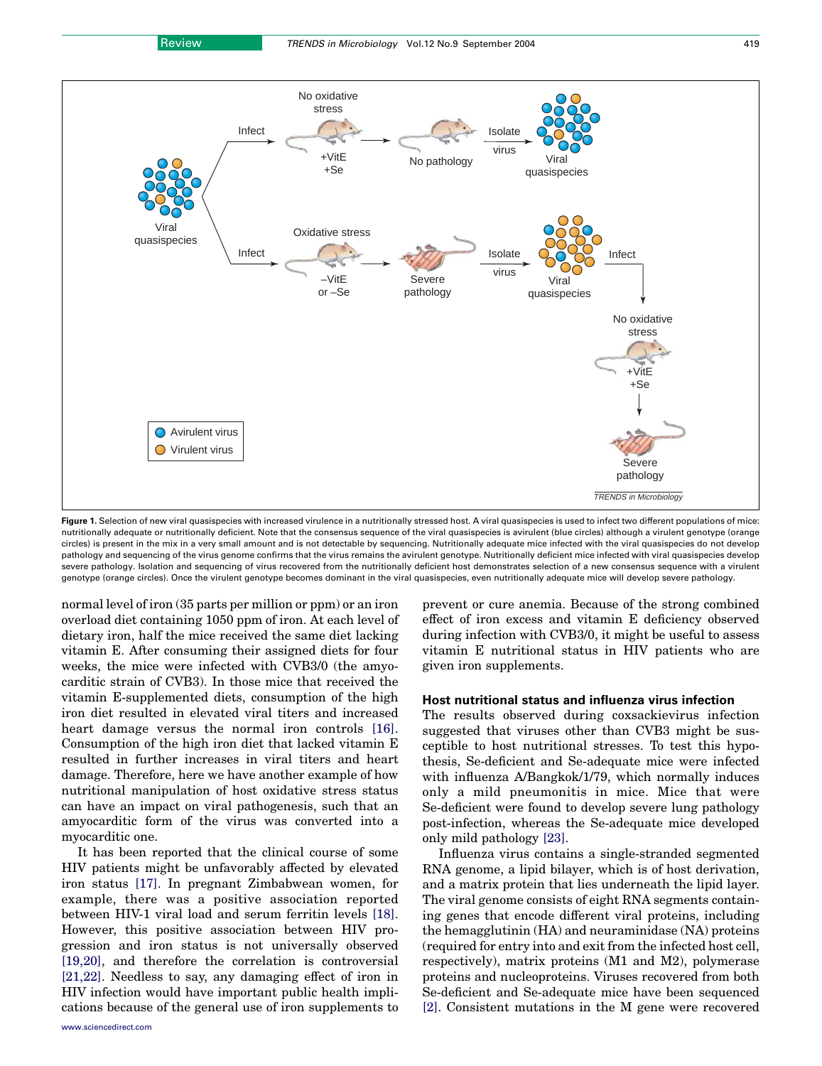**Figure 1.** Selection of new viral quasispecies with increased virulence in a nutritionally stressed host. A viral quasispecies is used to infect two different populations of mice: nutritionally adequate or nutritionally deficient. Note that the consensus sequence of the viral quasispecies is avirulent (blue circles) although a virulent genotype (orange circles) is present in the mix in a very small amount and is not detectable by sequencing. Nutritionally adequate mice infected with the viral quasispecies do not develop pathology and sequencing of the virus genome confirms that the virus remains the avirulent genotype. Nutritionally deficient mice infected with viral quasispecies develop severe pathology. Isolation and sequencing of virus recovered from the nutritionally deficient host demonstrates selection of a new consensus sequence with a virulent genotype (orange circles). Once the virulent genotype becomes dominant in the viral quasispecies, even nutritionally adequate mice will develop severe pathology.

normal level of iron (35 parts per million or ppm) or an iron overload diet containing 1050 ppm of iron. At each level of dietary iron, half the mice received the same diet lacking vitamin E. After consuming their assigned diets for four weeks, the mice were infected with CVB3/0 (the amyocarditic strain of CVB3). In those mice that received the vitamin E-supplemented diets, consumption of the high iron diet resulted in elevated viral titers and increased heart damage versus the normal iron controls [16]. Consumption of the high iron diet that lacked vitamin E resulted in further increases in viral titers and heart damage. Therefore, here we have another example of how nutritional manipulation of host oxidative stress status can have an impact on viral pathogenesis, such that an amyocarditic form of the virus was converted into a myocarditic one.

It has been reported that the clinical course of some HIV patients might be unfavorably affected by elevated iron status [17]. In pregnant Zimbabwean women, for example, there was a positive association reported between HIV-1 viral load and serum ferritin levels [18]. However, this positive association between HIV progression and iron status is not universally observed [19,20], and therefore the correlation is controversial [21,22]. Needless to say, any damaging effect of iron in HIV infection would have important public health implications because of the general use of iron supplements to prevent or cure anemia. Because of the strong combined effect of iron excess and vitamin E deficiency observed during infection with CVB3/0, it might be useful to assess vitamin E nutritional status in HIV patients who are given iron supplements.

## Host nutritional status and influenza virus infection

The results observed during coxsackievirus infection suggested that viruses other than CVB3 might be susceptible to host nutritional stresses. To test this hypothesis, Se-deficient and Se-adequate mice were infected with influenza A/Bangkok/1/79, which normally induces only a mild pneumonitis in mice. Mice that were Se-deficient were found to develop severe lung pathology post-infection, whereas the Se-adequate mice developed only mild pathology [23].

Influenza virus contains a single-stranded segmented RNA genome, a lipid bilayer, which is of host derivation, and a matrix protein that lies underneath the lipid layer. The viral genome consists of eight RNA segments containing genes that encode different viral proteins, including the hemagglutinin (HA) and neuraminidase (NA) proteins (required for entry into and exit from the infected host cell, respectively), matrix proteins (M1 and M2), polymerase proteins and nucleoproteins. Viruses recovered from both Se-deficient and Se-adequate mice have been sequenced [2]. Consistent mutations in the M gene were recovered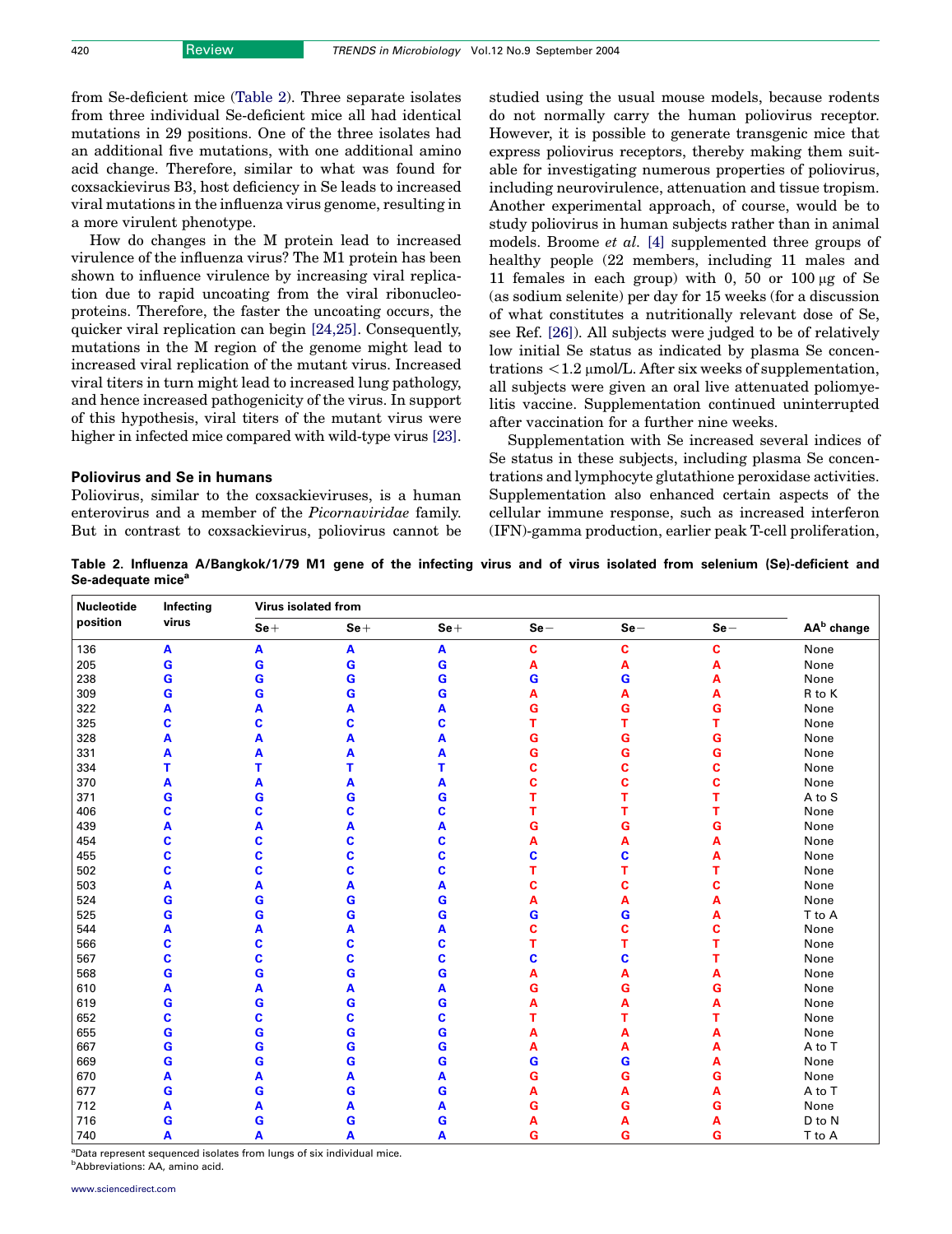from Se-deficient mice (Table 2). Three separate isolates from three individual Se-deficient mice all had identical mutations in 29 positions. One of the three isolates had an additional five mutations, with one additional amino acid change. Therefore, similar to what was found for coxsackievirus B3, host deficiency in Se leads to increased viral mutations in the influenza virus genome, resulting in a more virulent phenotype.

How do changes in the M protein lead to increased virulence of the influenza virus? The M1 protein has been shown to influence virulence by increasing viral replication due to rapid uncoating from the viral ribonucleoproteins. Therefore, the faster the uncoating occurs, the quicker viral replication can begin [24,25]. Consequently, mutations in the M region of the genome might lead to increased viral replication of the mutant virus. Increased viral titers in turn might lead to increased lung pathology, and hence increased pathogenicity of the virus. In support of this hypothesis, viral titers of the mutant virus were higher in infected mice compared with wild-type virus [23].

## Poliovirus and Se in humans

Poliovirus, similar to the coxsackieviruses, is a human enterovirus and a member of the *Picornaviridae* family. But in contrast to coxsackievirus, poliovirus cannot be studied using the usual mouse models, because rodents do not normally carry the human poliovirus receptor. However, it is possible to generate transgenic mice that express poliovirus receptors, thereby making them suitable for investigating numerous properties of poliovirus, including neurovirulence, attenuation and tissue tropism. Another experimental approach, of course, would be to study poliovirus in human subjects rather than in animal models. Broome *et al.* [4] supplemented three groups of healthy people (22 members, including 11 males and 11 females in each group) with 0, 50 or 100 μg of Se (as sodium selenite) per day for 15 weeks (for a discussion of what constitutes a nutritionally relevant dose of Se, see Ref. [26]). All subjects were judged to be of relatively low initial Se status as indicated by plasma Se concentrations <1.2 μmol/L. After six weeks of supplementation, all subjects were given an oral live attenuated poliomyelitis vaccine. Supplementation continued uninterrupted after vaccination for a further nine weeks.

Supplementation with Se increased several indices of Se status in these subjects, including plasma Se concentrations and lymphocyte glutathione peroxidase activities. Supplementation also enhanced certain aspects of the cellular immune response, such as increased interferon (IFN)-gamma production, earlier peak T-cell proliferation,

**Table 2. Influenza A/Bangkok/1/79 M1 gene of the infecting virus and of virus isolated from selenium (Se)-deficient and Se-adequate mice[a]**

| Nucleotide position | Infecting virus | Virus isolated from | | | | | | AA[b] change |
|---|---|---|---|---|---|---|---|---|
| | | Se+ | Se+ | Se+ | Se− | Se− | Se− | |
| 136 | A | A | A | A | C | C | C | None |
| 205 | G | G | G | G | A | A | A | None |
| 238 | G | G | G | G | G | G | A | None |
| 309 | G | G | G | G | A | A | A | R to K |
| 322 | A | A | A | A | G | G | G | None |
| 325 | C | C | C | C | T | T | T | None |
| 328 | A | A | A | A | G | G | G | None |
| 331 | A | A | A | A | G | G | G | None |
| 334 | T | T | T | T | C | C | C | None |
| 370 | A | A | A | A | C | C | C | None |
| 371 | G | G | G | G | T | T | T | A to S |
| 406 | C | C | C | C | T | T | T | None |
| 439 | A | A | A | A | G | G | G | None |
| 454 | C | C | C | C | A | A | A | None |
| 455 | C | C | C | C | C | C | A | None |
| 502 | C | C | C | C | T | T | T | None |
| 503 | A | A | A | A | C | C | C | None |
| 524 | G | G | G | G | A | A | A | None |
| 525 | G | G | G | G | G | G | A | T to A |
| 544 | A | A | A | A | C | C | C | None |
| 566 | C | C | C | C | T | T | T | None |
| 567 | C | C | C | C | C | C | T | None |
| 568 | G | G | G | G | A | A | A | None |
| 610 | A | A | A | A | G | G | G | None |
| 619 | G | G | G | G | A | A | A | None |
| 652 | C | C | C | C | T | T | T | None |
| 655 | G | G | G | G | A | A | A | None |
| 667 | G | G | G | G | A | A | A | A to T |
| 669 | G | G | G | G | G | G | A | None |
| 670 | A | A | A | A | G | G | G | None |
| 677 | G | G | G | G | A | A | A | A to T |
| 712 | A | A | A | A | G | G | G | None |
| 716 | G | G | G | G | A | A | A | D to N |
| 740 | A | A | A | A | G | G | G | T to A |

[a]Data represent sequenced isolates from lungs of six individual mice.
[b]Abbreviations: AA, amino acid.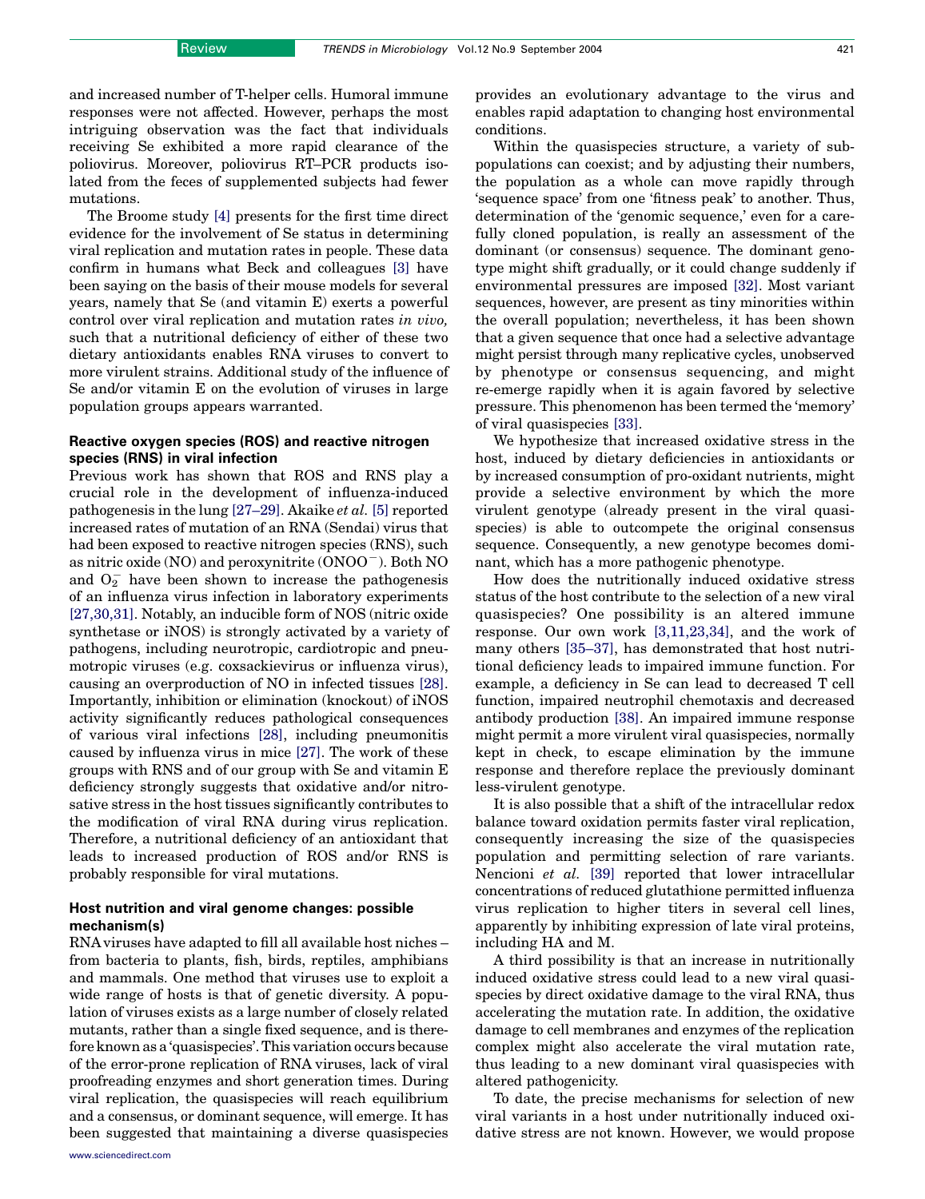and increased number of T-helper cells. Humoral immune responses were not affected. However, perhaps the most intriguing observation was the fact that individuals receiving Se exhibited a more rapid clearance of the poliovirus. Moreover, poliovirus RT–PCR products isolated from the feces of supplemented subjects had fewer mutations.

The Broome study [4] presents for the first time direct evidence for the involvement of Se status in determining viral replication and mutation rates in people. These data confirm in humans what Beck and colleagues [3] have been saying on the basis of their mouse models for several years, namely that Se (and vitamin E) exerts a powerful control over viral replication and mutation rates *in vivo,* such that a nutritional deficiency of either of these two dietary antioxidants enables RNA viruses to convert to more virulent strains. Additional study of the influence of Se and/or vitamin E on the evolution of viruses in large population groups appears warranted.

### Reactive oxygen species (ROS) and reactive nitrogen species (RNS) in viral infection

Previous work has shown that ROS and RNS play a crucial role in the development of influenza-induced pathogenesis in the lung [27–29]. Akaike *et al.* [5] reported increased rates of mutation of an RNA (Sendai) virus that had been exposed to reactive nitrogen species (RNS), such as nitric oxide (NO) and peroxynitrite ($ONOO^-$). Both NO and $O_2^-$ have been shown to increase the pathogenesis of an influenza virus infection in laboratory experiments [27,30,31]. Notably, an inducible form of NOS (nitric oxide synthetase or iNOS) is strongly activated by a variety of pathogens, including neurotropic, cardiotropic and pneumotropic viruses (e.g. coxsackievirus or influenza virus), causing an overproduction of NO in infected tissues [28]. Importantly, inhibition or elimination (knockout) of iNOS activity significantly reduces pathological consequences of various viral infections [28], including pneumonitis caused by influenza virus in mice [27]. The work of these groups with RNS and of our group with Se and vitamin E deficiency strongly suggests that oxidative and/or nitrosative stress in the host tissues significantly contributes to the modification of viral RNA during virus replication. Therefore, a nutritional deficiency of an antioxidant that leads to increased production of ROS and/or RNS is probably responsible for viral mutations.

### Host nutrition and viral genome changes: possible mechanism(s)

RNA viruses have adapted to fill all available host niches – from bacteria to plants, fish, birds, reptiles, amphibians and mammals. One method that viruses use to exploit a wide range of hosts is that of genetic diversity. A population of viruses exists as a large number of closely related mutants, rather than a single fixed sequence, and is therefore known as a 'quasispecies'. This variation occurs because of the error-prone replication of RNA viruses, lack of viral proofreading enzymes and short generation times. During viral replication, the quasispecies will reach equilibrium and a consensus, or dominant sequence, will emerge. It has been suggested that maintaining a diverse quasispecies provides an evolutionary advantage to the virus and enables rapid adaptation to changing host environmental conditions.

Within the quasispecies structure, a variety of subpopulations can coexist; and by adjusting their numbers, the population as a whole can move rapidly through 'sequence space' from one 'fitness peak' to another. Thus, determination of the 'genomic sequence,' even for a carefully cloned population, is really an assessment of the dominant (or consensus) sequence. The dominant genotype might shift gradually, or it could change suddenly if environmental pressures are imposed [32]. Most variant sequences, however, are present as tiny minorities within the overall population; nevertheless, it has been shown that a given sequence that once had a selective advantage might persist through many replicative cycles, unobserved by phenotype or consensus sequencing, and might re-emerge rapidly when it is again favored by selective pressure. This phenomenon has been termed the 'memory' of viral quasispecies [33].

We hypothesize that increased oxidative stress in the host, induced by dietary deficiencies in antioxidants or by increased consumption of pro-oxidant nutrients, might provide a selective environment by which the more virulent genotype (already present in the viral quasispecies) is able to outcompete the original consensus sequence. Consequently, a new genotype becomes dominant, which has a more pathogenic phenotype.

How does the nutritionally induced oxidative stress status of the host contribute to the selection of a new viral quasispecies? One possibility is an altered immune response. Our own work [3,11,23,34], and the work of many others [35–37], has demonstrated that host nutritional deficiency leads to impaired immune function. For example, a deficiency in Se can lead to decreased T cell function, impaired neutrophil chemotaxis and decreased antibody production [38]. An impaired immune response might permit a more virulent viral quasispecies, normally kept in check, to escape elimination by the immune response and therefore replace the previously dominant less-virulent genotype.

It is also possible that a shift of the intracellular redox balance toward oxidation permits faster viral replication, consequently increasing the size of the quasispecies population and permitting selection of rare variants. Nencioni *et al.* [39] reported that lower intracellular concentrations of reduced glutathione permitted influenza virus replication to higher titers in several cell lines, apparently by inhibiting expression of late viral proteins, including HA and M.

A third possibility is that an increase in nutritionally induced oxidative stress could lead to a new viral quasispecies by direct oxidative damage to the viral RNA, thus accelerating the mutation rate. In addition, the oxidative damage to cell membranes and enzymes of the replication complex might also accelerate the viral mutation rate, thus leading to a new dominant viral quasispecies with altered pathogenicity.

To date, the precise mechanisms for selection of new viral variants in a host under nutritionally induced oxidative stress are not known. However, we would propose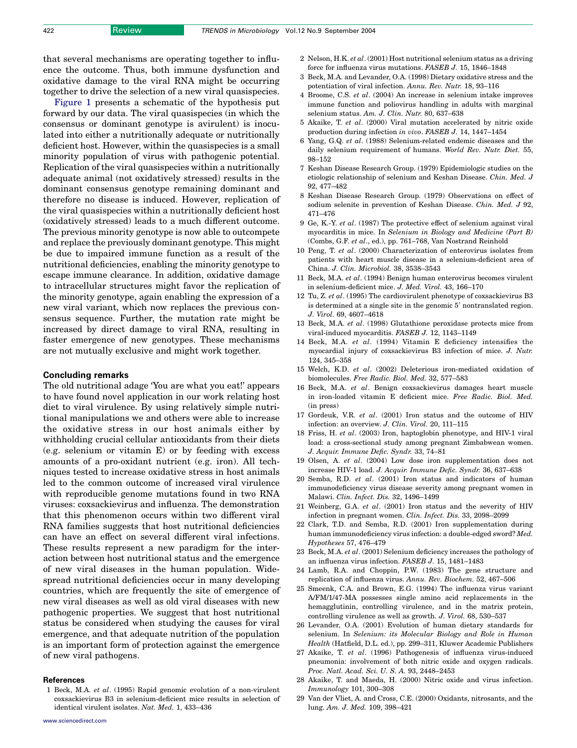that several mechanisms are operating together to influence the outcome. Thus, both immune dysfunction and oxidative damage to the viral RNA might be occurring together to drive the selection of a new viral quasispecies.

Figure 1 presents a schematic of the hypothesis put forward by our data. The viral quasispecies (in which the consensus or dominant genotype is avirulent) is inoculated into either a nutritionally adequate or nutritionally deficient host. However, within the quasispecies is a small minority population of virus with pathogenic potential. Replication of the viral quasispecies within a nutritionally adequate animal (not oxidatively stressed) results in the dominant consensus genotype remaining dominant and therefore no disease is induced. However, replication of the viral quasispecies within a nutritionally deficient host (oxidatively stressed) leads to a much different outcome. The previous minority genotype is now able to outcompete and replace the previously dominant genotype. This might be due to impaired immune function as a result of the nutritional deficiencies, enabling the minority genotype to escape immune clearance. In addition, oxidative damage to intracellular structures might favor the replication of the minority genotype, again enabling the expression of a new viral variant, which now replaces the previous consensus sequence. Further, the mutation rate might be increased by direct damage to viral RNA, resulting in faster emergence of new genotypes. These mechanisms are not mutually exclusive and might work together.

## Concluding remarks

The old nutritional adage 'You are what you eat!' appears to have found novel application in our work relating host diet to viral virulence. By using relatively simple nutritional manipulations we and others were able to increase the oxidative stress in our host animals either by withholding crucial cellular antioxidants from their diets (e.g. selenium or vitamin E) or by feeding with excess amounts of a pro-oxidant nutrient (e.g. iron). All techniques tested to increase oxidative stress in host animals led to the common outcome of increased viral virulence with reproducible genome mutations found in two RNA viruses: coxsackievirus and influenza. The demonstration that this phenomenon occurs within two different viral RNA families suggests that host nutritional deficiencies can have an effect on several different viral infections. These results represent a new paradigm for the interaction between host nutritional status and the emergence of new viral diseases in the human population. Widespread nutritional deficiencies occur in many developing countries, which are frequently the site of emergence of new viral diseases as well as old viral diseases with new pathogenic properties. We suggest that host nutritional status be considered when studying the causes for viral emergence, and that adequate nutrition of the population is an important form of protection against the emergence of new viral pathogens.

## References

1 Beck, M.A. *et al*. (1995) Rapid genomic evolution of a non-virulent coxsackievirus B3 in selenium-deficient mice results in selection of identical virulent isolates. *Nat. Med.* 1, 433–436

2 Nelson, H.K. *et al*. (2001) Host nutritional selenium status as a driving force for influenza virus mutations. *FASEB J.* 15, 1846–1848

3 Beck, M.A. and Levander, O.A. (1998) Dietary oxidative stress and the potentiation of viral infection. *Annu. Rev. Nutr.* 18, 93–116

4 Broome, C.S. *et al*. (2004) An increase in selenium intake improves immune function and poliovirus handling in adults with marginal selenium status. *Am. J. Clin. Nutr.* 80, 637–638

5 Akaike, T. *et al*. (2000) Viral mutation accelerated by nitric oxide production during infection *in vivo*. *FASEB J.* 14, 1447–1454

6 Yang, G.Q. *et al*. (1988) Selenium-related endemic diseases and the daily selenium requirement of humans. *World Rev. Nutr. Diet.* 55, 98–152

7 Keshan Disease Research Group. (1979) Epidemiologic studies on the etiologic relationship of selenium and Keshan Disease. *Chin. Med. J* 92, 477–482

8 Keshan Disease Research Group. (1979) Observations on effect of sodium selenite in prevention of Keshan Disease. *Chin. Med. J* 92, 471–476

9 Ge, K.-Y. *et al*. (1987) The protective effect of selenium against viral myocarditis in mice. In *Selenium in Biology and Medicine (Part B)* (Combs, G.F. *et al*., ed.), pp. 761–768, Van Nostrand Reinhold

10 Peng, T. *et al*. (2000) Characterization of enterovirus isolates from patients with heart muscle disease in a selenium-deficient area of China. *J. Clin. Microbiol.* 38, 3538–3543

11 Beck, M.A. *et al*. (1994) Benign human enterovirus becomes virulent in selenium-deficient mice. *J. Med. Virol.* 43, 166–170

12 Tu, Z. *et al*. (1995) The cardiovirulent phenotype of coxsackievirus B3 is determined at a single site in the genomic 5′ nontranslated region. *J. Virol.* 69, 4607–4618

13 Beck, M.A. *et al*. (1998) Glutathione peroxidase protects mice from viral-induced myocarditis. *FASEB J.* 12, 1143–1149

14 Beck, M.A. *et al*. (1994) Vitamin E deficiency intensifies the myocardial injury of coxsackievirus B3 infection of mice. *J. Nutr.* 124, 345–358

15 Welch, K.D. *et al*. (2002) Deleterious iron-mediated oxidation of biomolecules. *Free Radic. Biol. Med.* 32, 577–583

16 Beck, M.A. *et al*. Benign coxsackievirus damages heart muscle in iron-loaded vitamin E deficient mice. *Free Radic. Biol. Med.* (in press)

17 Gordeuk, V.R. *et al*. (2001) Iron status and the outcome of HIV infection: an overview. *J. Clin. Virol.* 20, 111–115

18 Friss, H. *et al*. (2003) Iron, haptoglobin phenotype, and HIV-1 viral load: a cross-sectional study among pregnant Zimbabwean women. *J. Acquir. Immune Defic. Syndr.* 33, 74–81

19 Olsen, A. *et al*. (2004) Low dose iron supplementation does not increase HIV-1 load. *J. Acquir. Immune Defic. Syndr.* 36, 637–638

20 Semba, R.D. *et al*. (2001) Iron status and indicators of human immunodeficiency virus disease severity among pregnant women in Malawi. *Clin. Infect. Dis.* 32, 1496–1499

21 Weinberg, G.A. *et al*. (2001) Iron status and the severity of HIV infection in pregnant women. *Clin. Infect. Dis.* 33, 2098–2099

22 Clark, T.D. and Semba, R.D. (2001) Iron supplementation during human immunodeficiency virus infection: a double-edged sword? *Med. Hypotheses* 57, 476–479

23 Beck, M.A. *et al*. (2001) Selenium deficiency increases the pathology of an influenza virus infection. *FASEB J.* 15, 1481–1483

24 Lamb, R.A. and Choppin, P.W. (1983) The gene structure and replication of influenza virus. *Annu. Rev. Biochem.* 52, 467–506

25 Smeenk, C.A. and Brown, E.G. (1994) The influenza virus variant A/FM/1/47-MA possesses single amino acid replacements in the hemagglutinin, controlling virulence, and in the matrix protein, controlling virulence as well as growth. *J. Virol.* 68, 530–537

26 Levander, O.A. (2001) Evolution of human dietary standards for selenium. In *Selenium: its Molecular Biology and Role in Human Health* (Hatfield, D.L. ed.), pp. 299–311, Kluwer Academic Publishers

27 Akaike, T. *et al*. (1996) Pathogenesis of influenza virus-induced pneumonia: involvement of both nitric oxide and oxygen radicals. *Proc. Natl. Acad. Sci. U. S. A.* 93, 2448–2453

28 Akaike, T. and Maeda, H. (2000) Nitric oxide and virus infection. *Immunology* 101, 300–308

29 Van der Vliet, A. and Cross, C.E. (2000) Oxidants, nitrosants, and the lung. *Am. J. Med.* 109, 398–421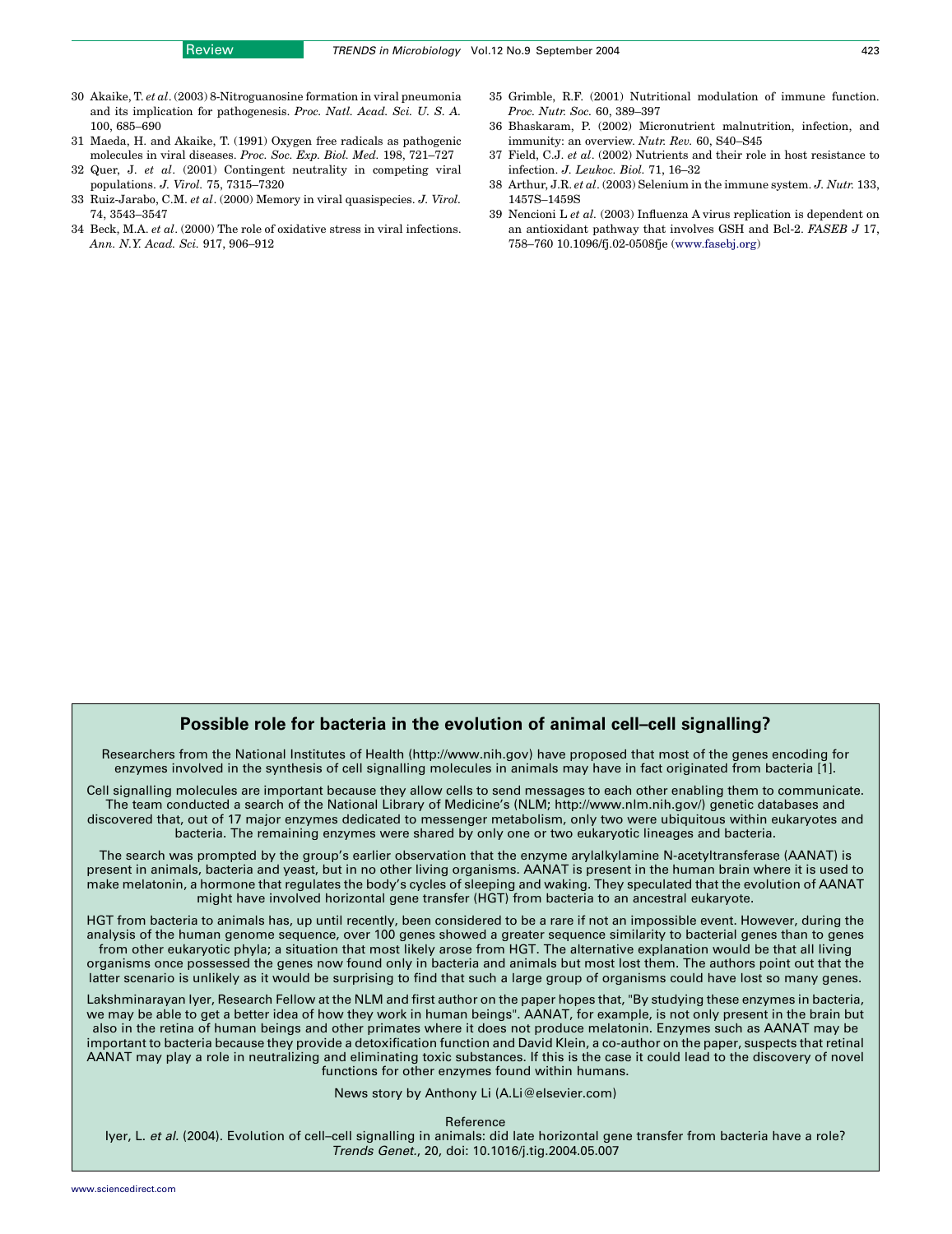30 Akaike, T. *et al*. (2003) 8-Nitroguanosine formation in viral pneumonia and its implication for pathogenesis. *Proc. Natl. Acad. Sci. U. S. A.* 100, 685–690

31 Maeda, H. and Akaike, T. (1991) Oxygen free radicals as pathogenic molecules in viral diseases. *Proc. Soc. Exp. Biol. Med.* 198, 721–727

32 Quer, J. *et al*. (2001) Contingent neutrality in competing viral populations. *J. Virol.* 75, 7315–7320

33 Ruiz-Jarabo, C.M. *et al*. (2000) Memory in viral quasispecies. *J. Virol.* 74, 3543–3547

34 Beck, M.A. *et al*. (2000) The role of oxidative stress in viral infections. *Ann. N.Y. Acad. Sci.* 917, 906–912

35 Grimble, R.F. (2001) Nutritional modulation of immune function. *Proc. Nutr. Soc.* 60, 389–397

36 Bhaskaram, P. (2002) Micronutrient malnutrition, infection, and immunity: an overview. *Nutr. Rev.* 60, S40–S45

37 Field, C.J. *et al*. (2002) Nutrients and their role in host resistance to infection. *J. Leukoc. Biol.* 71, 16–32

38 Arthur, J.R. *et al*. (2003) Selenium in the immune system. *J. Nutr.* 133, 1457S–1459S

39 Nencioni L *et al.* (2003) Influenza A virus replication is dependent on an antioxidant pathway that involves GSH and Bcl-2. *FASEB J* 17, 758–760 10.1096/fj.02-0508fje (www.fasebj.org)

## Possible role for bacteria in the evolution of animal cell–cell signalling?

Researchers from the National Institutes of Health (http://www.nih.gov) have proposed that most of the genes encoding for enzymes involved in the synthesis of cell signalling molecules in animals may have in fact originated from bacteria [1].

Cell signalling molecules are important because they allow cells to send messages to each other enabling them to communicate. The team conducted a search of the National Library of Medicine's (NLM; http://www.nlm.nih.gov/) genetic databases and discovered that, out of 17 major enzymes dedicated to messenger metabolism, only two were ubiquitous within eukaryotes and bacteria. The remaining enzymes were shared by only one or two eukaryotic lineages and bacteria.

The search was prompted by the group's earlier observation that the enzyme arylalkylamine N-acetyltransferase (AANAT) is present in animals, bacteria and yeast, but in no other living organisms. AANAT is present in the human brain where it is used to make melatonin, a hormone that regulates the body's cycles of sleeping and waking. They speculated that the evolution of AANAT might have involved horizontal gene transfer (HGT) from bacteria to an ancestral eukaryote.

HGT from bacteria to animals has, up until recently, been considered to be a rare if not an impossible event. However, during the analysis of the human genome sequence, over 100 genes showed a greater sequence similarity to bacterial genes than to genes from other eukaryotic phyla; a situation that most likely arose from HGT. The alternative explanation would be that all living organisms once possessed the genes now found only in bacteria and animals but most lost them. The authors point out that the latter scenario is unlikely as it would be surprising to find that such a large group of organisms could have lost so many genes.

Lakshminarayan Iyer, Research Fellow at the NLM and first author on the paper hopes that, "By studying these enzymes in bacteria, we may be able to get a better idea of how they work in human beings". AANAT, for example, is not only present in the brain but also in the retina of human beings and other primates where it does not produce melatonin. Enzymes such as AANAT may be important to bacteria because they provide a detoxification function and David Klein, a co-author on the paper, suspects that retinal AANAT may play a role in neutralizing and eliminating toxic substances. If this is the case it could lead to the discovery of novel functions for other enzymes found within humans.

News story by Anthony Li (A.Li@elsevier.com)

Reference

Iyer, L. *et al.* (2004). Evolution of cell–cell signalling in animals: did late horizontal gene transfer from bacteria have a role? *Trends Genet.*, 20, doi: 10.1016/j.tig.2004.05.007